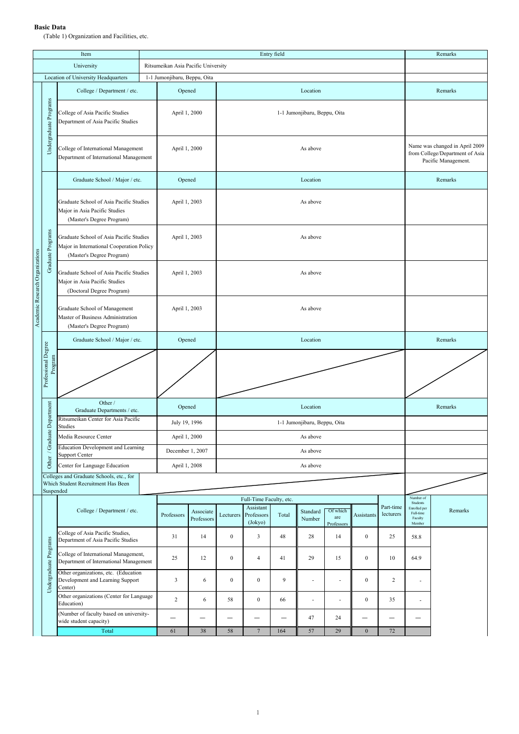**Basic Data**

(Table 1) Organization and Facilities, etc.

| Item | | | Entry field | | Remarks |
|---|---|---|---|---|---|
| University | | | Ritsumeikan Asia Pacific University | | |
| Location of University Headquarters | | | 1-1 Jumonjibaru, Beppu, Oita | | |
| Academic Research Organizations | Undergraduate Programs | College / Department / etc. | Opened | Location | Remarks |
| | | College of Asia Pacific Studies Department of Asia Pacific Studies | April 1, 2000 | 1-1 Jumonjibaru, Beppu, Oita | |
| | | College of International Management Department of International Management | April 1, 2000 | As above | Name was changed in April 2009 from College/Department of Asia Pacific Management. |
| | Graduate Programs | Graduate School / Major / etc. | Opened | Location | Remarks |
| | | Graduate School of Asia Pacific Studies Major in Asia Pacific Studies (Master's Degree Program) | April 1, 2003 | As above | |
| | | Graduate School of Asia Pacific Studies Major in International Cooperation Policy (Master's Degree Program) | April 1, 2003 | As above | |
| | | Graduate School of Asia Pacific Studies Major in Asia Pacific Studies (Doctoral Degree Program) | April 1, 2003 | As above | |
| | | Graduate School of Management Master of Business Administration (Master's Degree Program) | April 1, 2003 | As above | |
| | Professional Degree Program | Graduate School / Major / etc. | Opened | Location | Remarks |
| | | | | | |
| | Other / Graduate Department | Other / Graduate Departments / etc. | Opened | Location | Remarks |
| | | Ritsumeikan Center for Asia Pacific Studies | July 19, 1996 | 1-1 Jumonjibaru, Beppu, Oita | |
| | | Media Resource Center | April 1, 2000 | As above | |
| | | Education Development and Learning Support Center | December 1, 2007 | As above | |
| | | Center for Language Education | April 1, 2008 | As above | |
| | Colleges and Graduate Schools, etc., for Which Student Recruitment Has Been Suspended | | | | |

| | College / Department / etc. | Full-Time Faculty, etc. | | | | | | | | Part-time lecturers | Number of Students Enrolled per Full-time Faculty Member | Remarks |
|---|---|---|---|---|---|---|---|---|---|---|---|---|
| | | Professors | Associate Professors | Lecturers | Assistant Professors (Jokyo) | Total | Standard Number | Of which are Professors | Assistants | | | |
| Undergraduate Programs | College of Asia Pacific Studies, Department of Asia Pacific Studies | 31 | 14 | 0 | 3 | 48 | 28 | 14 | 0 | 25 | 58.8 | |
| | College of International Management, Department of International Management | 25 | 12 | 0 | 4 | 41 | 29 | 15 | 0 | 10 | 64.9 | |
| | Other organizations, etc. (Education Development and Learning Support Center) | 3 | 6 | 0 | 0 | 9 | - | - | 0 | 2 | - | |
| | Other organizations (Center for Language Education) | 2 | 6 | 58 | 0 | 66 | - | - | 0 | 35 | - | |
| | (Number of faculty based on university-wide student capacity) | — | — | — | — | — | 47 | 24 | — | — | — | |
| | Total | 61 | 38 | 58 | 7 | 164 | 57 | 29 | 0 | 72 | | |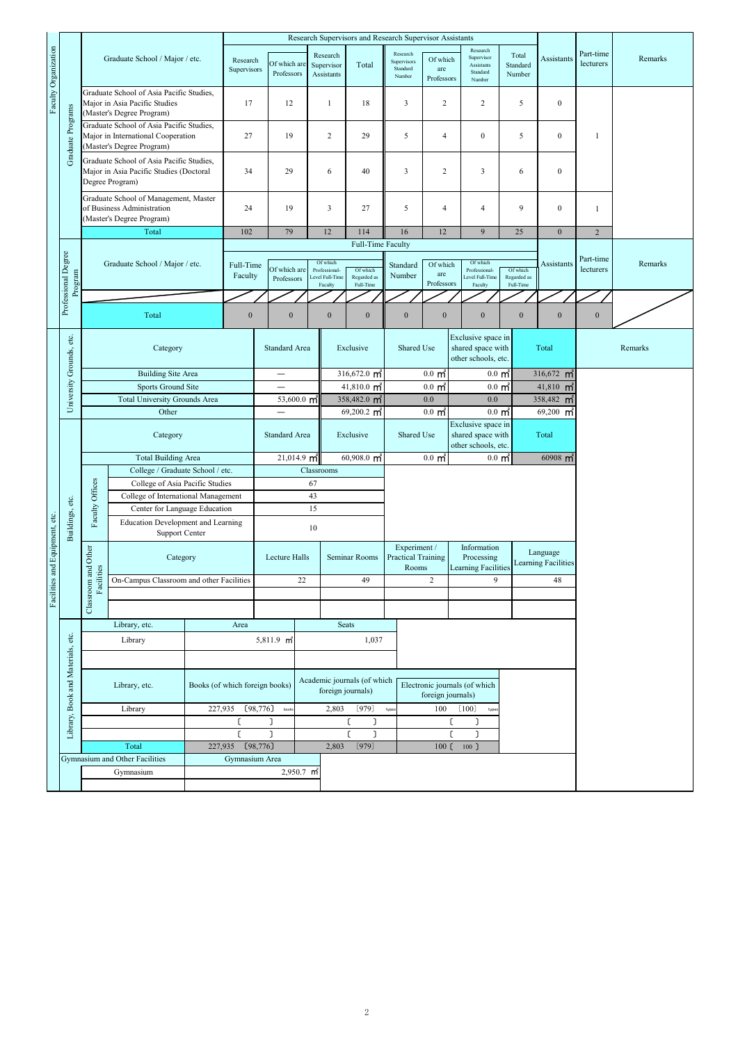## Faculty Organization

### Graduate Programs

| Graduate School / Major / etc. | Research Supervisors | Of which are Professors | Research Supervisor Assistants | Total | Research Supervisors Standard Number | Of which are Professors | Research Supervisor Assistants Standard Number | Total Standard Number | Assistants | Part-time lecturers | Remarks |
|---|---|---|---|---|---|---|---|---|---|---|---|
| Graduate School of Asia Pacific Studies, Major in Asia Pacific Studies (Master's Degree Program) | 17 | 12 | 1 | 18 | 3 | 2 | 2 | 5 | 0 | | |
| Graduate School of Asia Pacific Studies, Major in International Cooperation (Master's Degree Program) | 27 | 19 | 2 | 29 | 5 | 4 | 0 | 5 | 0 | 1 | |
| Graduate School of Asia Pacific Studies, Major in Asia Pacific Studies (Doctoral Degree Program) | 34 | 29 | 6 | 40 | 3 | 2 | 3 | 6 | 0 | | |
| Graduate School of Management, Master of Business Administration (Master's Degree Program) | 24 | 19 | 3 | 27 | 5 | 4 | 4 | 9 | 0 | 1 | |
| Total | 102 | 79 | 12 | 114 | 16 | 12 | 9 | 25 | 0 | 2 | |

### Professional Degree Program

| Graduate School / Major / etc. | Full-Time Faculty | Of which are Professors | Of which Professional-Level Full-Time Faculty | Of which Regarded as Full-Time | Standard Number | Of which are Professors | Of which Professional-Level Full-Time Faculty | Of which Regarded as Full-Time | Assistants | Part-time lecturers | Remarks |
|---|---|---|---|---|---|---|---|---|---|---|---|
| | | | | | | | | | | | |
| Total | 0 | 0 | 0 | 0 | 0 | 0 | 0 | 0 | 0 | 0 | |

## Facilities and Equipment, etc.

### University Grounds, etc.

| Category | Standard Area | Exclusive | Shared Use | Exclusive space in shared space with other schools, etc. | Total | Remarks |
|---|---|---|---|---|---|---|
| Building Site Area | — | 316,672.0 ㎡ | 0.0 ㎡ | 0.0 ㎡ | 316,672 ㎡ | |
| Sports Ground Site | — | 41,810.0 ㎡ | 0.0 ㎡ | 0.0 ㎡ | 41,810 ㎡ | |
| Total University Grounds Area | 53,600.0 ㎡ | 358,482.0 ㎡ | 0.0 | 0.0 | 358,482 ㎡ | |
| Other | — | 69,200.2 ㎡ | 0.0 ㎡ | 0.0 ㎡ | 69,200 ㎡ | |

### Buildings, etc.

| Category | Standard Area | Exclusive | Shared Use | Exclusive space in shared space with other schools, etc. | Total |
|---|---|---|---|---|---|
| Total Building Area | 21,014.9 ㎡ | 60,908.0 ㎡ | 0.0 ㎡ | 0.0 ㎡ | 60908 ㎡ |

**Faculty Offices**

| College / Graduate School / etc. | Classrooms |
|---|---|
| College of Asia Pacific Studies | 67 |
| College of International Management | 43 |
| Center for Language Education | 15 |
| Education Development and Learning Support Center | 10 |

**Classroom and Other Facilities**

| Category | Lecture Halls | Seminar Rooms | Experiment / Practical Training Rooms | Information Processing Learning Facilities | Language Learning Facilities |
|---|---|---|---|---|---|
| On-Campus Classroom and other Facilities | 22 | 49 | 2 | 9 | 48 |

### Library, Book and Materials, etc.

| Library, etc. | Area | Seats |
|---|---|---|
| Library | 5,811.9 ㎡ | 1,037 |

| Library, etc. | Books (of which foreign books) | Academic journals (of which foreign journals) | Electronic journals (of which foreign journals) |
|---|---|---|---|
| Library | 227,935 [98,776] books | 2,803 [979] types | 100 [100] types |
| | [ ] | [ ] | [ ] |
| | [ ] | [ ] | [ ] |
| Total | 227,935 [98,776] | 2,803 [979] | 100 [100] |

### Gymnasium and Other Facilities

| Gymnasium and Other Facilities | Gymnasium Area |
|---|---|
| Gymnasium | 2,950.7 ㎡ |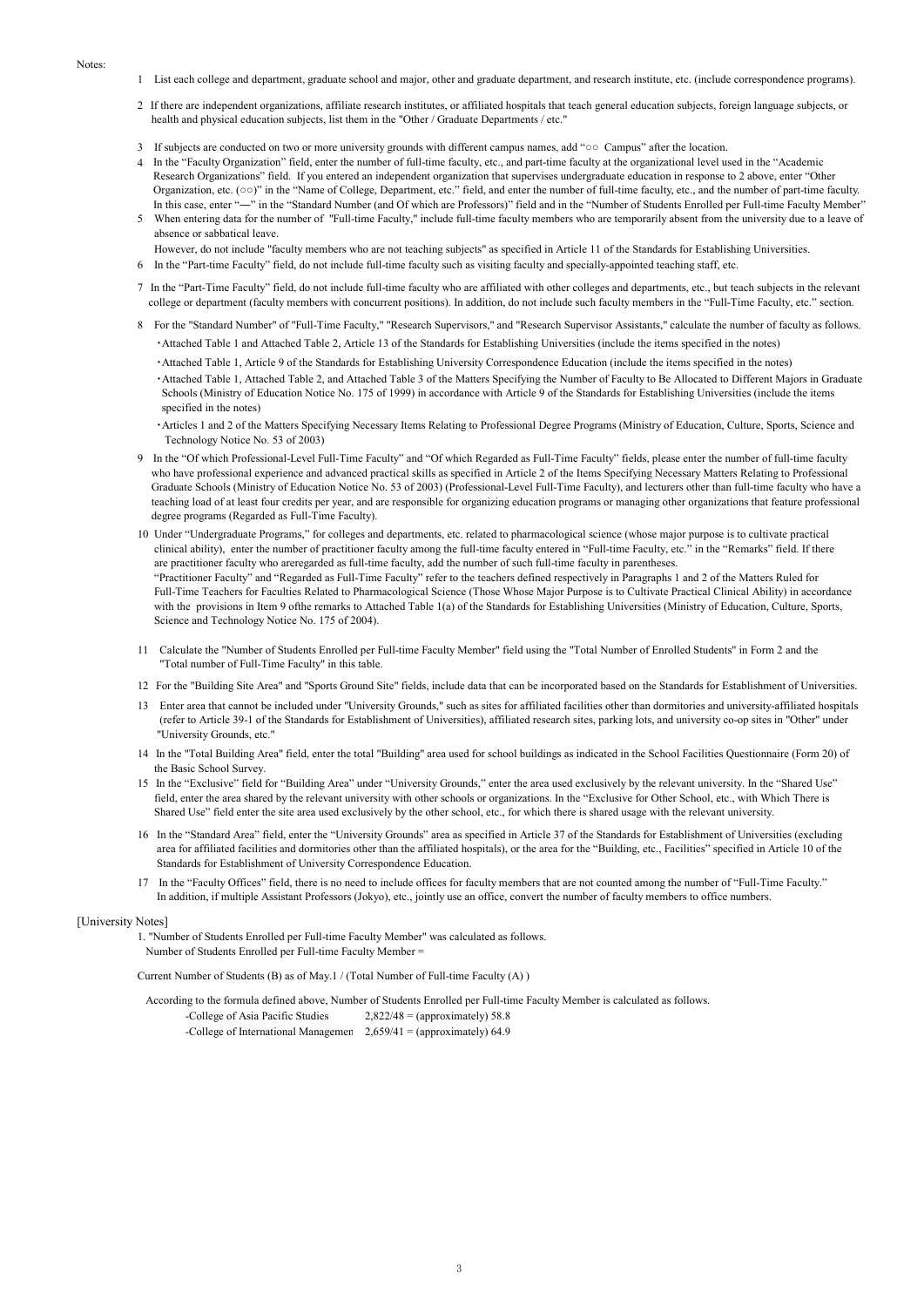Notes:

1 List each college and department, graduate school and major, other and graduate department, and research institute, etc. (include correspondence programs).

2 If there are independent organizations, affiliate research institutes, or affiliated hospitals that teach general education subjects, foreign language subjects, or health and physical education subjects, list them in the "Other / Graduate Departments / etc."

3 If subjects are conducted on two or more university grounds with different campus names, add "○○ Campus" after the location.

4 In the "Faculty Organization" field, enter the number of full-time faculty, etc., and part-time faculty at the organizational level used in the "Academic Research Organizations" field. If you entered an independent organization that supervises undergraduate education in response to 2 above, enter "Other Organization, etc. (○○)" in the "Name of College, Department, etc." field, and enter the number of full-time faculty, etc., and the number of part-time faculty. In this case, enter "—" in the "Standard Number (and Of which are Professors)" field and in the "Number of Students Enrolled per Full-time Faculty Member"

5 When entering data for the number of "Full-time Faculty," include full-time faculty members who are temporarily absent from the university due to a leave of absence or sabbatical leave.
However, do not include "faculty members who are not teaching subjects" as specified in Article 11 of the Standards for Establishing Universities.

6 In the "Part-time Faculty" field, do not include full-time faculty such as visiting faculty and specially-appointed teaching staff, etc.

7 In the "Part-Time Faculty" field, do not include full-time faculty who are affiliated with other colleges and departments, etc., but teach subjects in the relevant college or department (faculty members with concurrent positions). In addition, do not include such faculty members in the "Full-Time Faculty, etc." section.

8 For the "Standard Number" of "Full-Time Faculty," "Research Supervisors," and "Research Supervisor Assistants," calculate the number of faculty as follows.
- Attached Table 1 and Attached Table 2, Article 13 of the Standards for Establishing Universities (include the items specified in the notes)
- Attached Table 1, Article 9 of the Standards for Establishing University Correspondence Education (include the items specified in the notes)
- Attached Table 1, Attached Table 2, and Attached Table 3 of the Matters Specifying the Number of Faculty to Be Allocated to Different Majors in Graduate Schools (Ministry of Education Notice No. 175 of 1999) in accordance with Article 9 of the Standards for Establishing Universities (include the items specified in the notes)
- Articles 1 and 2 of the Matters Specifying Necessary Items Relating to Professional Degree Programs (Ministry of Education, Culture, Sports, Science and Technology Notice No. 53 of 2003)

9 In the "Of which Professional-Level Full-Time Faculty" and "Of which Regarded as Full-Time Faculty" fields, please enter the number of full-time faculty who have professional experience and advanced practical skills as specified in Article 2 of the Items Specifying Necessary Matters Relating to Professional Graduate Schools (Ministry of Education Notice No. 53 of 2003) (Professional-Level Full-Time Faculty), and lecturers other than full-time faculty who have a teaching load of at least four credits per year, and are responsible for organizing education programs or managing other organizations that feature professional degree programs (Regarded as Full-Time Faculty).

10 Under "Undergraduate Programs," for colleges and departments, etc. related to pharmacological science (whose major purpose is to cultivate practical clinical ability), enter the number of practitioner faculty among the full-time faculty entered in "Full-time Faculty, etc." in the "Remarks" field. If there are practitioner faculty who areregarded as full-time faculty, add the number of such full-time faculty in parentheses.
"Practitioner Faculty" and "Regarded as Full-Time Faculty" refer to the teachers defined respectively in Paragraphs 1 and 2 of the Matters Ruled for Full-Time Teachers for Faculties Related to Pharmacological Science (Those Whose Major Purpose is to Cultivate Practical Clinical Ability) in accordance with the provisions in Item 9 ofthe remarks to Attached Table 1(a) of the Standards for Establishing Universities (Ministry of Education, Culture, Sports, Science and Technology Notice No. 175 of 2004).

11 Calculate the "Number of Students Enrolled per Full-time Faculty Member" field using the "Total Number of Enrolled Students" in Form 2 and the "Total number of Full-Time Faculty" in this table.

12 For the "Building Site Area" and "Sports Ground Site" fields, include data that can be incorporated based on the Standards for Establishment of Universities.

13 Enter area that cannot be included under "University Grounds," such as sites for affiliated facilities other than dormitories and university-affiliated hospitals (refer to Article 39-1 of the Standards for Establishment of Universities), affiliated research sites, parking lots, and university co-op sites in "Other" under "University Grounds, etc."

14 In the "Total Building Area" field, enter the total "Building" area used for school buildings as indicated in the School Facilities Questionnaire (Form 20) of the Basic School Survey.

15 In the "Exclusive" field for "Building Area" under "University Grounds," enter the area used exclusively by the relevant university. In the "Shared Use" field, enter the area shared by the relevant university with other schools or organizations. In the "Exclusive for Other School, etc., with Which There is Shared Use" field enter the site area used exclusively by the other school, etc., for which there is shared usage with the relevant university.

16 In the "Standard Area" field, enter the "University Grounds" area as specified in Article 37 of the Standards for Establishment of Universities (excluding area for affiliated facilities and dormitories other than the affiliated hospitals), or the area for the "Building, etc., Facilities" specified in Article 10 of the Standards for Establishment of University Correspondence Education.

17 In the "Faculty Offices" field, there is no need to include offices for faculty members that are not counted among the number of "Full-Time Faculty." In addition, if multiple Assistant Professors (Jokyo), etc., jointly use an office, convert the number of faculty members to office numbers.

[University Notes]

1. "Number of Students Enrolled per Full-time Faculty Member" was calculated as follows.
Number of Students Enrolled per Full-time Faculty Member =

Current Number of Students (B) as of May.1 / (Total Number of Full-time Faculty (A) )

According to the formula defined above, Number of Students Enrolled per Full-time Faculty Member is calculated as follows.

-College of Asia Pacific Studies 2,822/48 = (approximately) 58.8

-College of International Managemen 2,659/41 = (approximately) 64.9